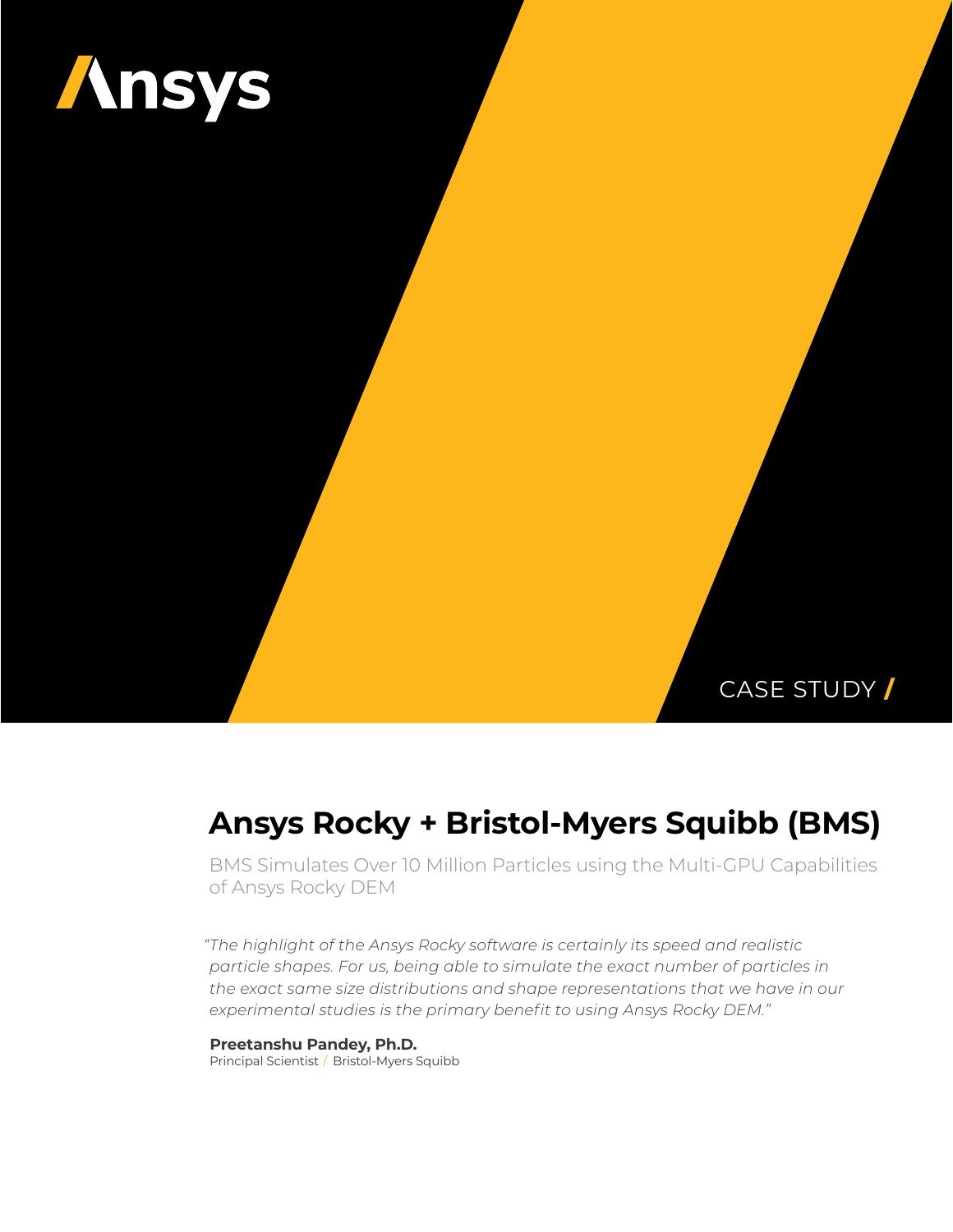Ansys

CASE STUDY /

# Ansys Rocky + Bristol-Myers Squibb (BMS)

BMS Simulates Over 10 Million Particles using the Multi-GPU Capabilities of Ansys Rocky DEM

*"The highlight of the Ansys Rocky software is certainly its speed and realistic particle shapes. For us, being able to simulate the exact number of particles in the exact same size distributions and shape representations that we have in our experimental studies is the primary benefit to using Ansys Rocky DEM."*

**Preetanshu Pandey, Ph.D.**
Principal Scientist / Bristol-Myers Squibb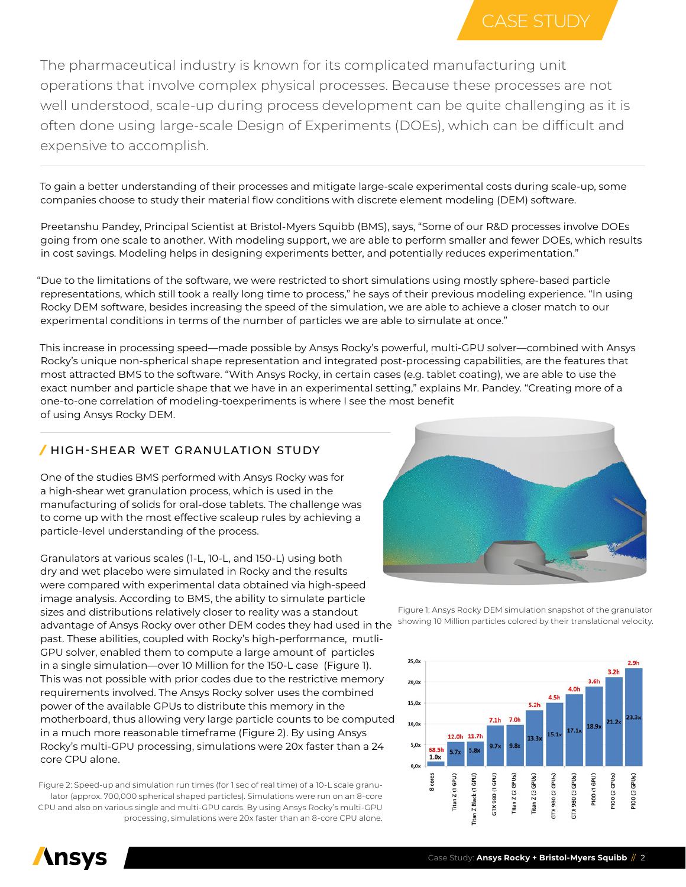CASE STUDY

The pharmaceutical industry is known for its complicated manufacturing unit operations that involve complex physical processes. Because these processes are not well understood, scale-up during process development can be quite challenging as it is often done using large-scale Design of Experiments (DOEs), which can be difficult and expensive to accomplish.

To gain a better understanding of their processes and mitigate large-scale experimental costs during scale-up, some companies choose to study their material flow conditions with discrete element modeling (DEM) software.

Preetanshu Pandey, Principal Scientist at Bristol-Myers Squibb (BMS), says, "Some of our R&D processes involve DOEs going from one scale to another. With modeling support, we are able to perform smaller and fewer DOEs, which results in cost savings. Modeling helps in designing experiments better, and potentially reduces experimentation."

"Due to the limitations of the software, we were restricted to short simulations using mostly sphere-based particle representations, which still took a really long time to process," he says of their previous modeling experience. "In using Rocky DEM software, besides increasing the speed of the simulation, we are able to achieve a closer match to our experimental conditions in terms of the number of particles we are able to simulate at once."

This increase in processing speed—made possible by Ansys Rocky's powerful, multi-GPU solver—combined with Ansys Rocky's unique non-spherical shape representation and integrated post-processing capabilities, are the features that most attracted BMS to the software. "With Ansys Rocky, in certain cases (e.g. tablet coating), we are able to use the exact number and particle shape that we have in an experimental setting," explains Mr. Pandey. "Creating more of a one-to-one correlation of modeling-toexperiments is where I see the most benefit of using Ansys Rocky DEM.

## / HIGH-SHEAR WET GRANULATION STUDY

One of the studies BMS performed with Ansys Rocky was for a high-shear wet granulation process, which is used in the manufacturing of solids for oral-dose tablets. The challenge was to come up with the most effective scaleup rules by achieving a particle-level understanding of the process.

Granulators at various scales (1-L, 10-L, and 150-L) using both dry and wet placebo were simulated in Rocky and the results were compared with experimental data obtained via high-speed image analysis. According to BMS, the ability to simulate particle sizes and distributions relatively closer to reality was a standout advantage of Ansys Rocky over other DEM codes they had used in the past. These abilities, coupled with Rocky's high-performance, mutli-GPU solver, enabled them to compute a large amount of particles in a single simulation—over 10 Million for the 150-L case (Figure 1). This was not possible with prior codes due to the restrictive memory requirements involved. The Ansys Rocky solver uses the combined power of the available GPUs to distribute this memory in the motherboard, thus allowing very large particle counts to be computed in a much more reasonable timeframe (Figure 2). By using Ansys Rocky's multi-GPU processing, simulations were 20x faster than a 24 core CPU alone.

Figure 1: Ansys Rocky DEM simulation snapshot of the granulator showing 10 Million particles colored by their translational velocity.

| Hardware | Speed-up | Run time |
|---|---|---|
| 8 cores | 1.0x | 68.5h |
| Titan Z (1 GPU) | 5.7x | 12.0h |
| Titan Z Black (1 GPU) | 5.8x | 11.7h |
| GTX 980 (1 GPU) | 9.7x | 7.1h |
| Titan Z (2 GPUs) | 9.8x | 7.0h |
| Titan Z (3 GPUs) | 13.3x | 5.2h |
| GTX 980 (2 GPUs) | 15.1x | 4.5h |
| GTX 980 (3 GPUs) | 17.1x | 4.0h |
| P100 (1 GPU) | 18.9x | 3.6h |
| P100 (2 GPUs) | 21.2x | 3.2h |
| P100 (3 GPUs) | 23.3x | 2.9h |

Figure 2: Speed-up and simulation run times (for 1 sec of real time) of a 10-L scale granulator (approx. 700,000 spherical based particles). Simulations were run on an 8-core CPU and also on various single and multi-GPU cards. By using Ansys Rocky's multi-GPU processing, simulations were 20x faster than an 8-core CPU alone.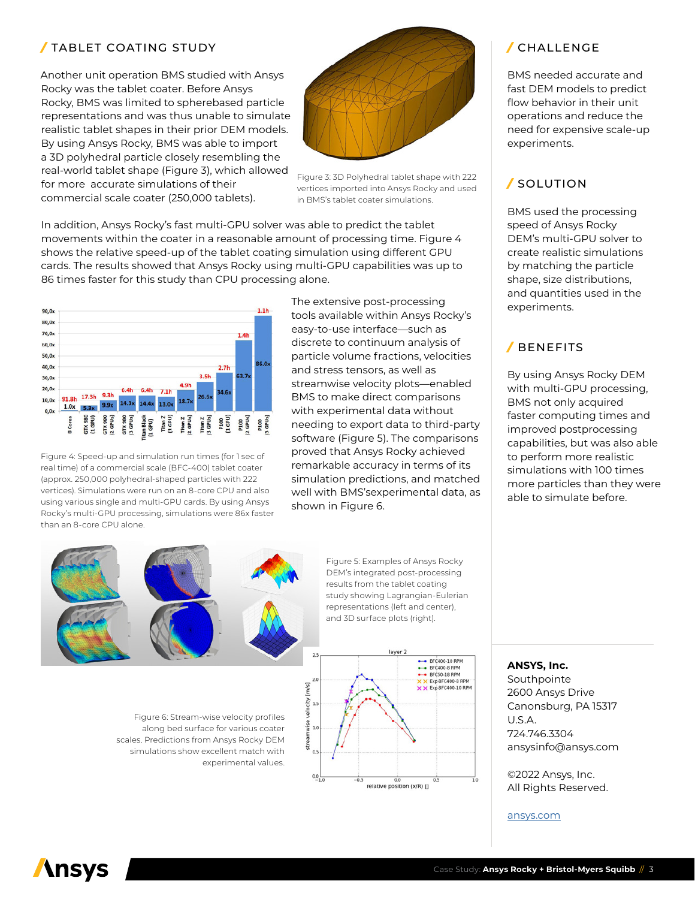## / TABLET COATING STUDY

Another unit operation BMS studied with Ansys Rocky was the tablet coater. Before Ansys Rocky, BMS was limited to spherebased particle representations and was thus unable to simulate realistic tablet shapes in their prior DEM models. By using Ansys Rocky, BMS was able to import a 3D polyhedral particle closely resembling the real-world tablet shape (Figure 3), which allowed for more accurate simulations of their commercial scale coater (250,000 tablets).

Figure 3: 3D Polyhedral tablet shape with 222 vertices imported into Ansys Rocky and used in BMS's tablet coater simulations.

In addition, Ansys Rocky's fast multi-GPU solver was able to predict the tablet movements within the coater in a reasonable amount of processing time. Figure 4 shows the relative speed-up of the tablet coating simulation using different GPU cards. The results showed that Ansys Rocky using multi-GPU capabilities was up to 86 times faster for this study than CPU processing alone.

90,0x
80,0x
70,0x
60,0x
50,0x
40,0x
30,0x
20,0x
10,0x
0,0x

91.8h 1.0x — 8 Cores
17.3h 5.3x — GTX 980 (1 GPU)
9.3h 9.9x — GTX 980 (2 GPUs)
6.4h 14.3x — GTX 980 (3 GPUs)
6.4h 14.4x — Titan Black (1 GPU)
7.1h 13.0x — Titan Z (1 GPU)
4.9h 18.7x — Titan Z (2 GPUs)
3.5h 26.6x — Titan Z (3 GPUs)
2.7h 34.6x — P100 (1 GPU)
1.4h 63.7x — P100 (2 GPUs)
1.1h 86.0x — P100 (3 GPUs)

Figure 4: Speed-up and simulation run times (for 1 sec of real time) of a commercial scale (BFC-400) tablet coater (approx. 250,000 polyhedral-shaped particles with 222 vertices). Simulations were run on an 8-core CPU and also using various single and multi-GPU cards. By using Ansys Rocky's multi-GPU processing, simulations were 86x faster than an 8-core CPU alone.

The extensive post-processing tools available within Ansys Rocky's easy-to-use interface—such as discrete to continuum analysis of particle volume fractions, velocities and stress tensors, as well as streamwise velocity plots—enabled BMS to make direct comparisons with experimental data without needing to export data to third-party software (Figure 5). The comparisons proved that Ansys Rocky achieved remarkable accuracy in terms of its simulation predictions, and matched well with BMS'sexperimental data, as shown in Figure 6.

Figure 5: Examples of Ansys Rocky DEM's integrated post-processing results from the tablet coating study showing Lagrangian-Eulerian representations (left and center), and 3D surface plots (right).

layer 2
streamwise velocity [m/s]
relative position (x/R) []
BFC400-10 RPM
BFC400-8 RPM
BFC50-18 RPM
Exp-BFC400-8 RPM
Exp-BFC400-10 RPM

Figure 6: Stream-wise velocity profiles along bed surface for various coater scales. Predictions from Ansys Rocky DEM simulations show excellent match with experimental values.

## / CHALLENGE

BMS needed accurate and fast DEM models to predict flow behavior in their unit operations and reduce the need for expensive scale-up experiments.

## / SOLUTION

BMS used the processing speed of Ansys Rocky DEM's multi-GPU solver to create realistic simulations by matching the particle shape, size distributions, and quantities used in the experiments.

## / BENEFITS

By using Ansys Rocky DEM with multi-GPU processing, BMS not only acquired faster computing times and improved postprocessing capabilities, but was also able to perform more realistic simulations with 100 times more particles than they were able to simulate before.

**ANSYS, Inc.**
Southpointe
2600 Ansys Drive
Canonsburg, PA 15317
U.S.A.
724.746.3304
ansysinfo@ansys.com

©2022 Ansys, Inc.
All Rights Reserved.

ansys.com